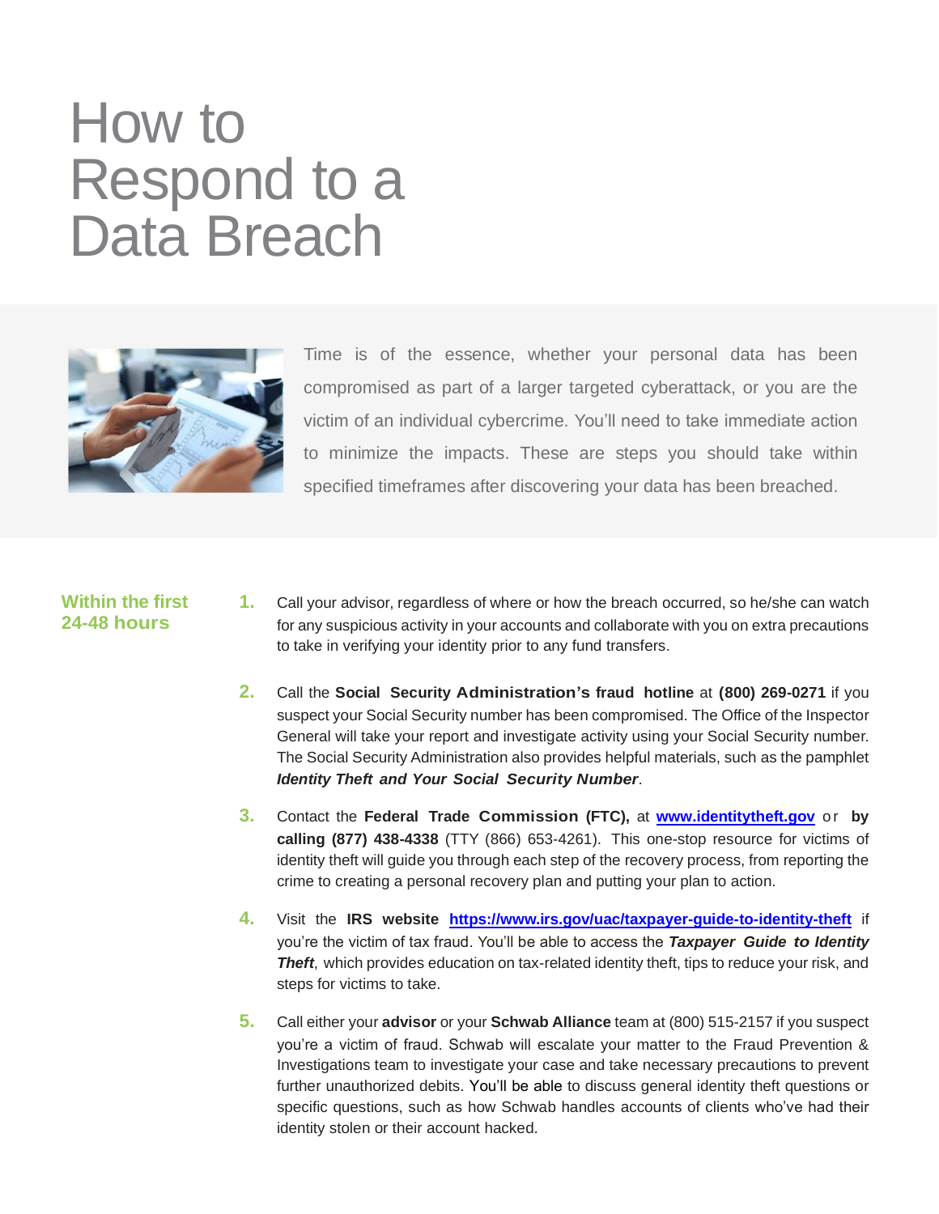# How to Respond to a Data Breach

Time is of the essence, whether your personal data has been compromised as part of a larger targeted cyberattack, or you are the victim of an individual cybercrime. You'll need to take immediate action to minimize the impacts. These are steps you should take within specified timeframes after discovering your data has been breached.

## Within the first 24-48 hours

1. Call your advisor, regardless of where or how the breach occurred, so he/she can watch for any suspicious activity in your accounts and collaborate with you on extra precautions to take in verifying your identity prior to any fund transfers.

2. Call the **Social Security Administration's fraud hotline** at **(800) 269-0271** if you suspect your Social Security number has been compromised. The Office of the Inspector General will take your report and investigate activity using your Social Security number. The Social Security Administration also provides helpful materials, such as the pamphlet ***Identity Theft and Your Social Security Number***.

3. Contact the **Federal Trade Commission (FTC),** at **[www.identitytheft.gov](www.identitytheft.gov)** or **by calling (877) 438-4338** (TTY (866) 653-4261). This one-stop resource for victims of identity theft will guide you through each step of the recovery process, from reporting the crime to creating a personal recovery plan and putting your plan to action.

4. Visit the **IRS website [https://www.irs.gov/uac/taxpayer-guide-to-identity-theft](https://www.irs.gov/uac/taxpayer-guide-to-identity-theft)** if you're the victim of tax fraud. You'll be able to access the ***Taxpayer Guide to Identity Theft***, which provides education on tax-related identity theft, tips to reduce your risk, and steps for victims to take.

5. Call either your **advisor** or your **Schwab Alliance** team at (800) 515-2157 if you suspect you're a victim of fraud. Schwab will escalate your matter to the Fraud Prevention & Investigations team to investigate your case and take necessary precautions to prevent further unauthorized debits. You'll be able to discuss general identity theft questions or specific questions, such as how Schwab handles accounts of clients who've had their identity stolen or their account hacked.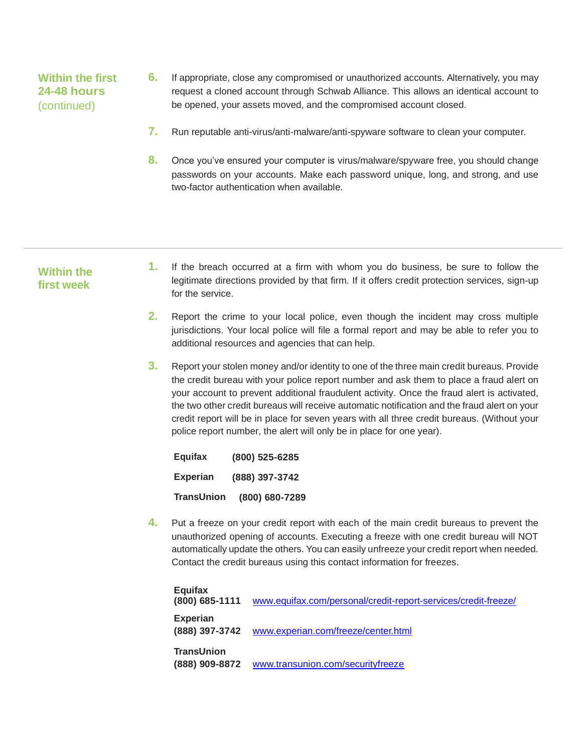## Within the first 24-48 hours (continued)

6. If appropriate, close any compromised or unauthorized accounts. Alternatively, you may request a cloned account through Schwab Alliance. This allows an identical account to be opened, your assets moved, and the compromised account closed.

7. Run reputable anti-virus/anti-malware/anti-spyware software to clean your computer.

8. Once you've ensured your computer is virus/malware/spyware free, you should change passwords on your accounts. Make each password unique, long, and strong, and use two-factor authentication when available.

---

## Within the first week

1. If the breach occurred at a firm with whom you do business, be sure to follow the legitimate directions provided by that firm. If it offers credit protection services, sign-up for the service.

2. Report the crime to your local police, even though the incident may cross multiple jurisdictions. Your local police will file a formal report and may be able to refer you to additional resources and agencies that can help.

3. Report your stolen money and/or identity to one of the three main credit bureaus. Provide the credit bureau with your police report number and ask them to place a fraud alert on your account to prevent additional fraudulent activity. Once the fraud alert is activated, the two other credit bureaus will receive automatic notification and the fraud alert on your credit report will be in place for seven years with all three credit bureaus. (Without your police report number, the alert will only be in place for one year).

   **Equifax** **(800) 525-6285**

   **Experian** **(888) 397-3742**

   **TransUnion** **(800) 680-7289**

4. Put a freeze on your credit report with each of the main credit bureaus to prevent the unauthorized opening of accounts. Executing a freeze with one credit bureau will NOT automatically update the others. You can easily unfreeze your credit report when needed. Contact the credit bureaus using this contact information for freezes.

   **Equifax**
   **(800) 685-1111** www.equifax.com/personal/credit-report-services/credit-freeze/

   **Experian**
   **(888) 397-3742** www.experian.com/freeze/center.html

   **TransUnion**
   **(888) 909-8872** www.transunion.com/securityfreeze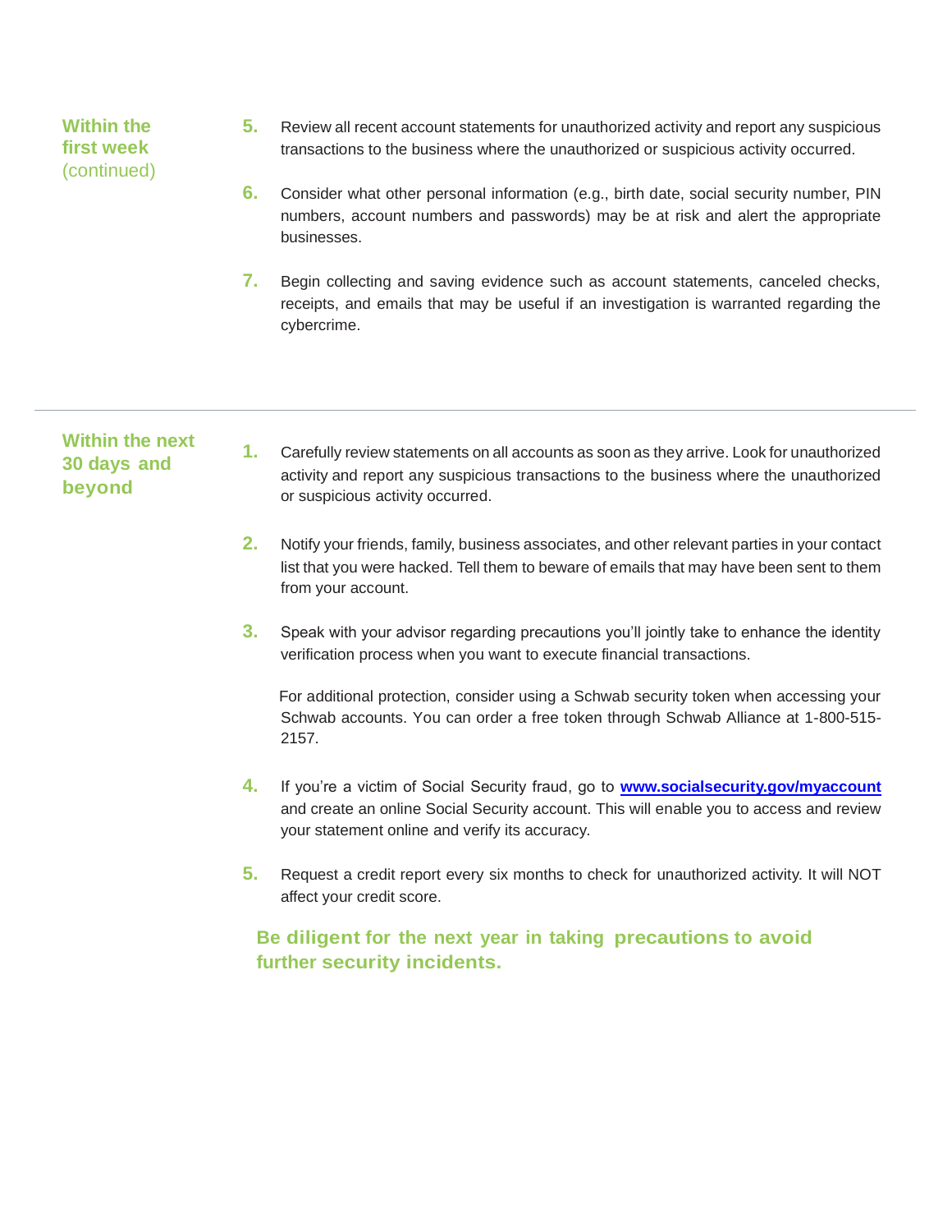## Within the first week (continued)

5. Review all recent account statements for unauthorized activity and report any suspicious transactions to the business where the unauthorized or suspicious activity occurred.

6. Consider what other personal information (e.g., birth date, social security number, PIN numbers, account numbers and passwords) may be at risk and alert the appropriate businesses.

7. Begin collecting and saving evidence such as account statements, canceled checks, receipts, and emails that may be useful if an investigation is warranted regarding the cybercrime.

---

## Within the next 30 days and beyond

1. Carefully review statements on all accounts as soon as they arrive. Look for unauthorized activity and report any suspicious transactions to the business where the unauthorized or suspicious activity occurred.

2. Notify your friends, family, business associates, and other relevant parties in your contact list that you were hacked. Tell them to beware of emails that may have been sent to them from your account.

3. Speak with your advisor regarding precautions you'll jointly take to enhance the identity verification process when you want to execute financial transactions.

   For additional protection, consider using a Schwab security token when accessing your Schwab accounts. You can order a free token through Schwab Alliance at 1-800-515-2157.

4. If you're a victim of Social Security fraud, go to **[www.socialsecurity.gov/myaccount](http://www.socialsecurity.gov/myaccount)** and create an online Social Security account. This will enable you to access and review your statement online and verify its accuracy.

5. Request a credit report every six months to check for unauthorized activity. It will NOT affect your credit score.

**Be diligent for the next year in taking precautions to avoid further security incidents.**